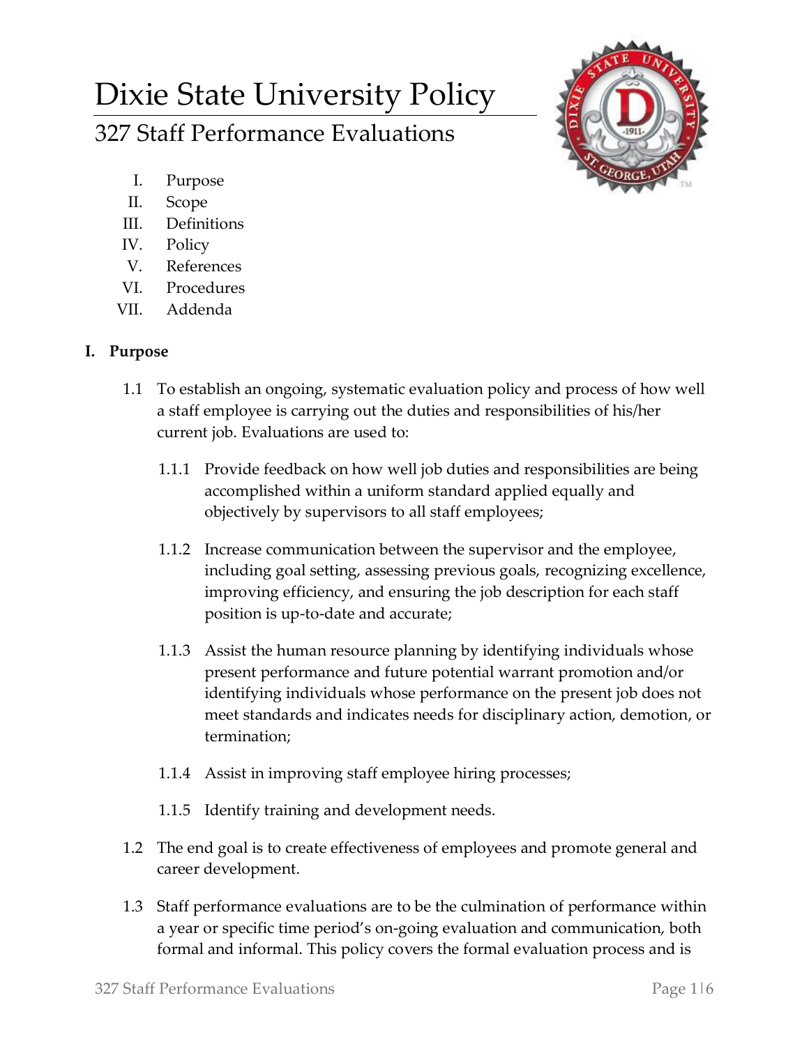# Dixie State University Policy

## 327 Staff Performance Evaluations

I. Purpose
II. Scope
III. Definitions
IV. Policy
V. References
VI. Procedures
VII. Addenda

### I. Purpose

1.1 To establish an ongoing, systematic evaluation policy and process of how well a staff employee is carrying out the duties and responsibilities of his/her current job. Evaluations are used to:

1.1.1 Provide feedback on how well job duties and responsibilities are being accomplished within a uniform standard applied equally and objectively by supervisors to all staff employees;

1.1.2 Increase communication between the supervisor and the employee, including goal setting, assessing previous goals, recognizing excellence, improving efficiency, and ensuring the job description for each staff position is up-to-date and accurate;

1.1.3 Assist the human resource planning by identifying individuals whose present performance and future potential warrant promotion and/or identifying individuals whose performance on the present job does not meet standards and indicates needs for disciplinary action, demotion, or termination;

1.1.4 Assist in improving staff employee hiring processes;

1.1.5 Identify training and development needs.

1.2 The end goal is to create effectiveness of employees and promote general and career development.

1.3 Staff performance evaluations are to be the culmination of performance within a year or specific time period's on-going evaluation and communication, both formal and informal. This policy covers the formal evaluation process and is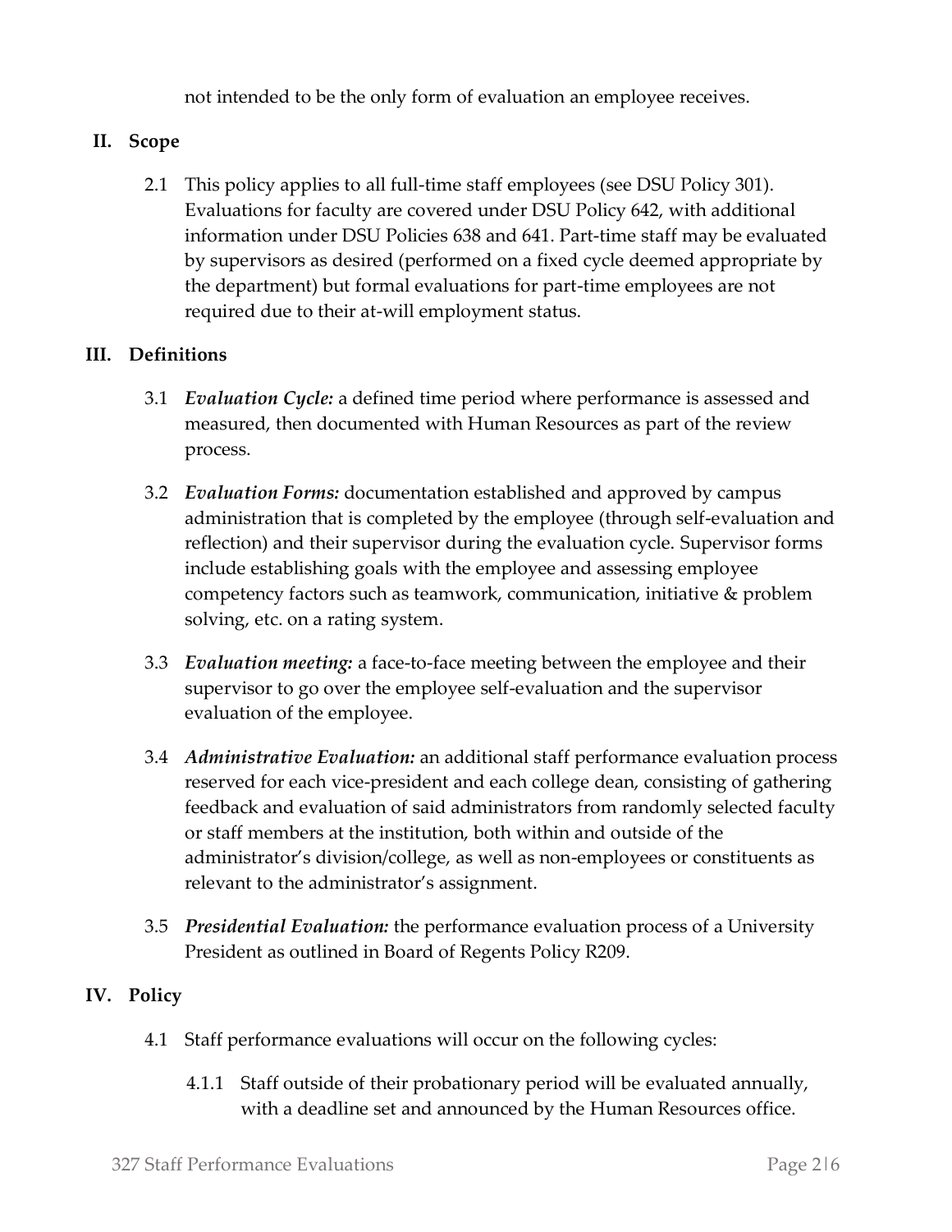not intended to be the only form of evaluation an employee receives.

## II. Scope

2.1 This policy applies to all full-time staff employees (see DSU Policy 301). Evaluations for faculty are covered under DSU Policy 642, with additional information under DSU Policies 638 and 641. Part-time staff may be evaluated by supervisors as desired (performed on a fixed cycle deemed appropriate by the department) but formal evaluations for part-time employees are not required due to their at-will employment status.

## III. Definitions

3.1 ***Evaluation Cycle:*** a defined time period where performance is assessed and measured, then documented with Human Resources as part of the review process.

3.2 ***Evaluation Forms:*** documentation established and approved by campus administration that is completed by the employee (through self-evaluation and reflection) and their supervisor during the evaluation cycle. Supervisor forms include establishing goals with the employee and assessing employee competency factors such as teamwork, communication, initiative & problem solving, etc. on a rating system.

3.3 ***Evaluation meeting:*** a face-to-face meeting between the employee and their supervisor to go over the employee self-evaluation and the supervisor evaluation of the employee.

3.4 ***Administrative Evaluation:*** an additional staff performance evaluation process reserved for each vice-president and each college dean, consisting of gathering feedback and evaluation of said administrators from randomly selected faculty or staff members at the institution, both within and outside of the administrator's division/college, as well as non-employees or constituents as relevant to the administrator's assignment.

3.5 ***Presidential Evaluation:*** the performance evaluation process of a University President as outlined in Board of Regents Policy R209.

## IV. Policy

4.1 Staff performance evaluations will occur on the following cycles:

4.1.1 Staff outside of their probationary period will be evaluated annually, with a deadline set and announced by the Human Resources office.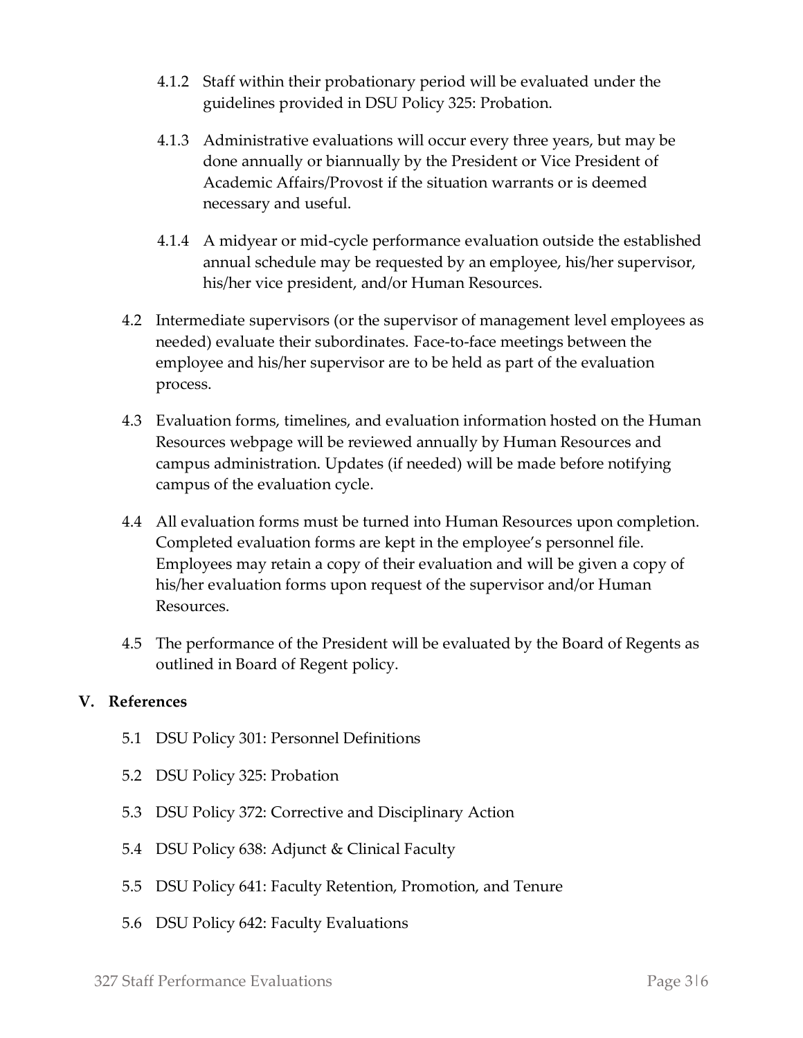4.1.2 Staff within their probationary period will be evaluated under the guidelines provided in DSU Policy 325: Probation.

4.1.3 Administrative evaluations will occur every three years, but may be done annually or biannually by the President or Vice President of Academic Affairs/Provost if the situation warrants or is deemed necessary and useful.

4.1.4 A midyear or mid-cycle performance evaluation outside the established annual schedule may be requested by an employee, his/her supervisor, his/her vice president, and/or Human Resources.

4.2 Intermediate supervisors (or the supervisor of management level employees as needed) evaluate their subordinates. Face-to-face meetings between the employee and his/her supervisor are to be held as part of the evaluation process.

4.3 Evaluation forms, timelines, and evaluation information hosted on the Human Resources webpage will be reviewed annually by Human Resources and campus administration. Updates (if needed) will be made before notifying campus of the evaluation cycle.

4.4 All evaluation forms must be turned into Human Resources upon completion. Completed evaluation forms are kept in the employee's personnel file. Employees may retain a copy of their evaluation and will be given a copy of his/her evaluation forms upon request of the supervisor and/or Human Resources.

4.5 The performance of the President will be evaluated by the Board of Regents as outlined in Board of Regent policy.

## V. References

5.1 DSU Policy 301: Personnel Definitions

5.2 DSU Policy 325: Probation

5.3 DSU Policy 372: Corrective and Disciplinary Action

5.4 DSU Policy 638: Adjunct & Clinical Faculty

5.5 DSU Policy 641: Faculty Retention, Promotion, and Tenure

5.6 DSU Policy 642: Faculty Evaluations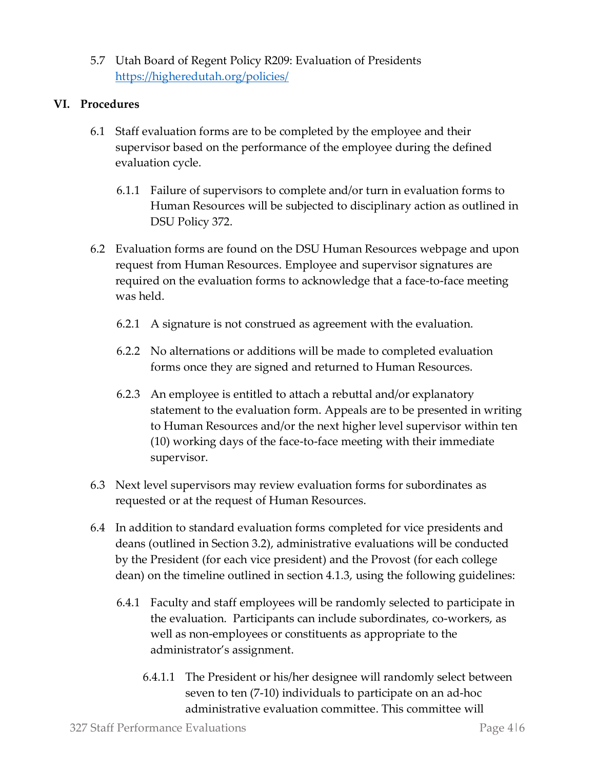5.7 Utah Board of Regent Policy R209: Evaluation of Presidents https://higheredutah.org/policies/

## VI. Procedures

6.1 Staff evaluation forms are to be completed by the employee and their supervisor based on the performance of the employee during the defined evaluation cycle.

6.1.1 Failure of supervisors to complete and/or turn in evaluation forms to Human Resources will be subjected to disciplinary action as outlined in DSU Policy 372.

6.2 Evaluation forms are found on the DSU Human Resources webpage and upon request from Human Resources. Employee and supervisor signatures are required on the evaluation forms to acknowledge that a face-to-face meeting was held.

6.2.1 A signature is not construed as agreement with the evaluation.

6.2.2 No alternations or additions will be made to completed evaluation forms once they are signed and returned to Human Resources.

6.2.3 An employee is entitled to attach a rebuttal and/or explanatory statement to the evaluation form. Appeals are to be presented in writing to Human Resources and/or the next higher level supervisor within ten (10) working days of the face-to-face meeting with their immediate supervisor.

6.3 Next level supervisors may review evaluation forms for subordinates as requested or at the request of Human Resources.

6.4 In addition to standard evaluation forms completed for vice presidents and deans (outlined in Section 3.2), administrative evaluations will be conducted by the President (for each vice president) and the Provost (for each college dean) on the timeline outlined in section 4.1.3, using the following guidelines:

6.4.1 Faculty and staff employees will be randomly selected to participate in the evaluation. Participants can include subordinates, co-workers, as well as non-employees or constituents as appropriate to the administrator's assignment.

6.4.1.1 The President or his/her designee will randomly select between seven to ten (7-10) individuals to participate on an ad-hoc administrative evaluation committee. This committee will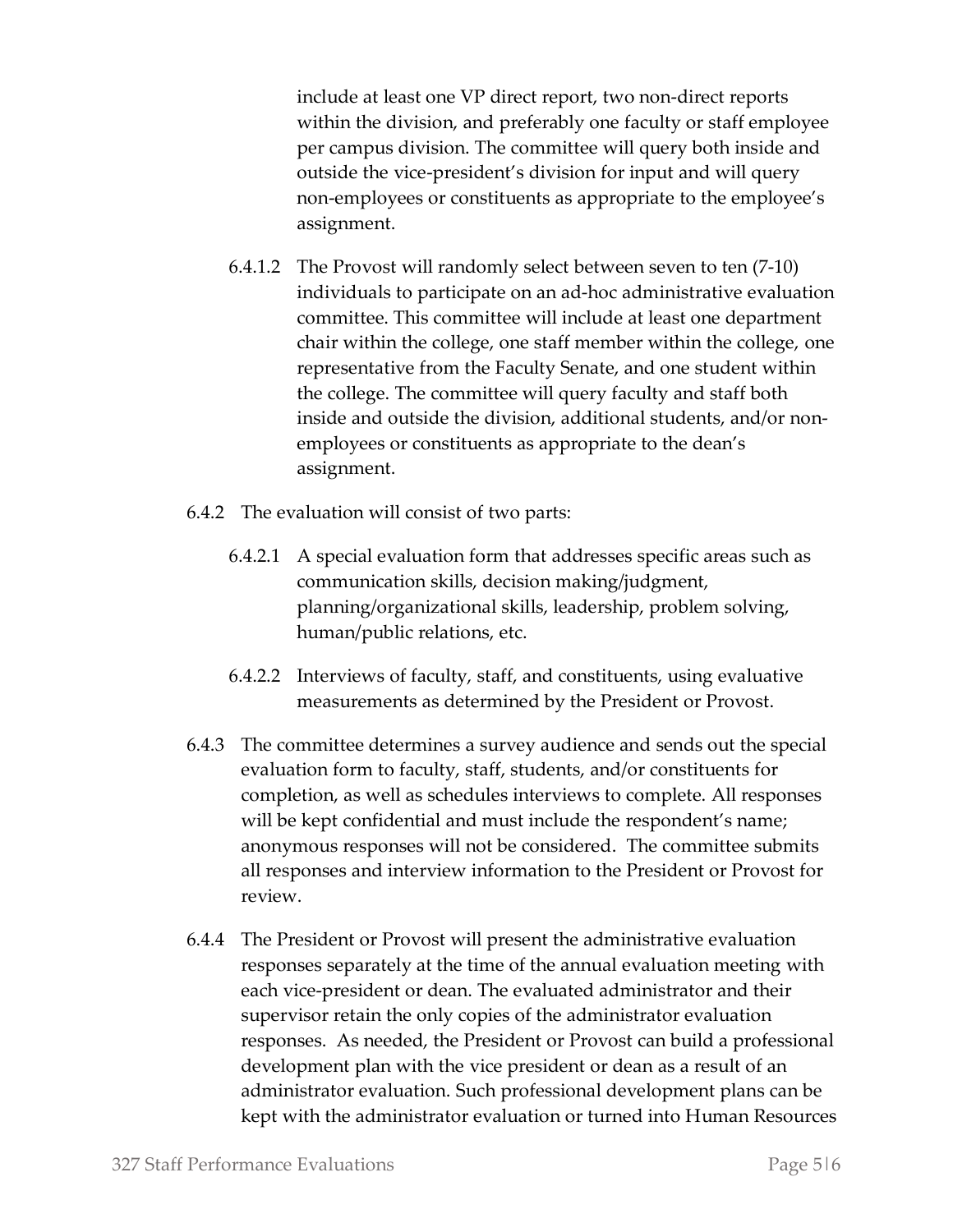include at least one VP direct report, two non-direct reports within the division, and preferably one faculty or staff employee per campus division. The committee will query both inside and outside the vice-president's division for input and will query non-employees or constituents as appropriate to the employee's assignment.

6.4.1.2 The Provost will randomly select between seven to ten (7-10) individuals to participate on an ad-hoc administrative evaluation committee. This committee will include at least one department chair within the college, one staff member within the college, one representative from the Faculty Senate, and one student within the college. The committee will query faculty and staff both inside and outside the division, additional students, and/or non-employees or constituents as appropriate to the dean's assignment.

6.4.2 The evaluation will consist of two parts:

6.4.2.1 A special evaluation form that addresses specific areas such as communication skills, decision making/judgment, planning/organizational skills, leadership, problem solving, human/public relations, etc.

6.4.2.2 Interviews of faculty, staff, and constituents, using evaluative measurements as determined by the President or Provost.

6.4.3 The committee determines a survey audience and sends out the special evaluation form to faculty, staff, students, and/or constituents for completion, as well as schedules interviews to complete. All responses will be kept confidential and must include the respondent's name; anonymous responses will not be considered. The committee submits all responses and interview information to the President or Provost for review.

6.4.4 The President or Provost will present the administrative evaluation responses separately at the time of the annual evaluation meeting with each vice-president or dean. The evaluated administrator and their supervisor retain the only copies of the administrator evaluation responses. As needed, the President or Provost can build a professional development plan with the vice president or dean as a result of an administrator evaluation. Such professional development plans can be kept with the administrator evaluation or turned into Human Resources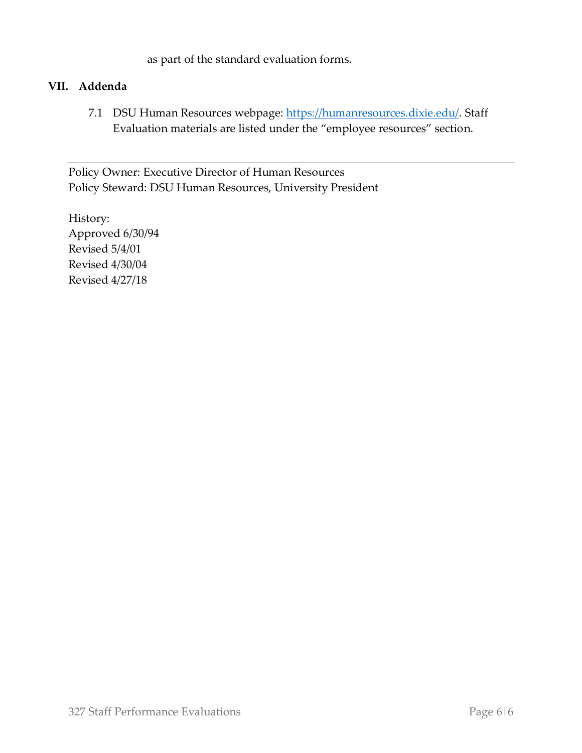as part of the standard evaluation forms.

## VII. Addenda

7.1 DSU Human Resources webpage: [https://humanresources.dixie.edu/](https://humanresources.dixie.edu/). Staff Evaluation materials are listed under the "employee resources" section.

---

Policy Owner: Executive Director of Human Resources
Policy Steward: DSU Human Resources, University President

History:
Approved 6/30/94
Revised 5/4/01
Revised 4/30/04
Revised 4/27/18